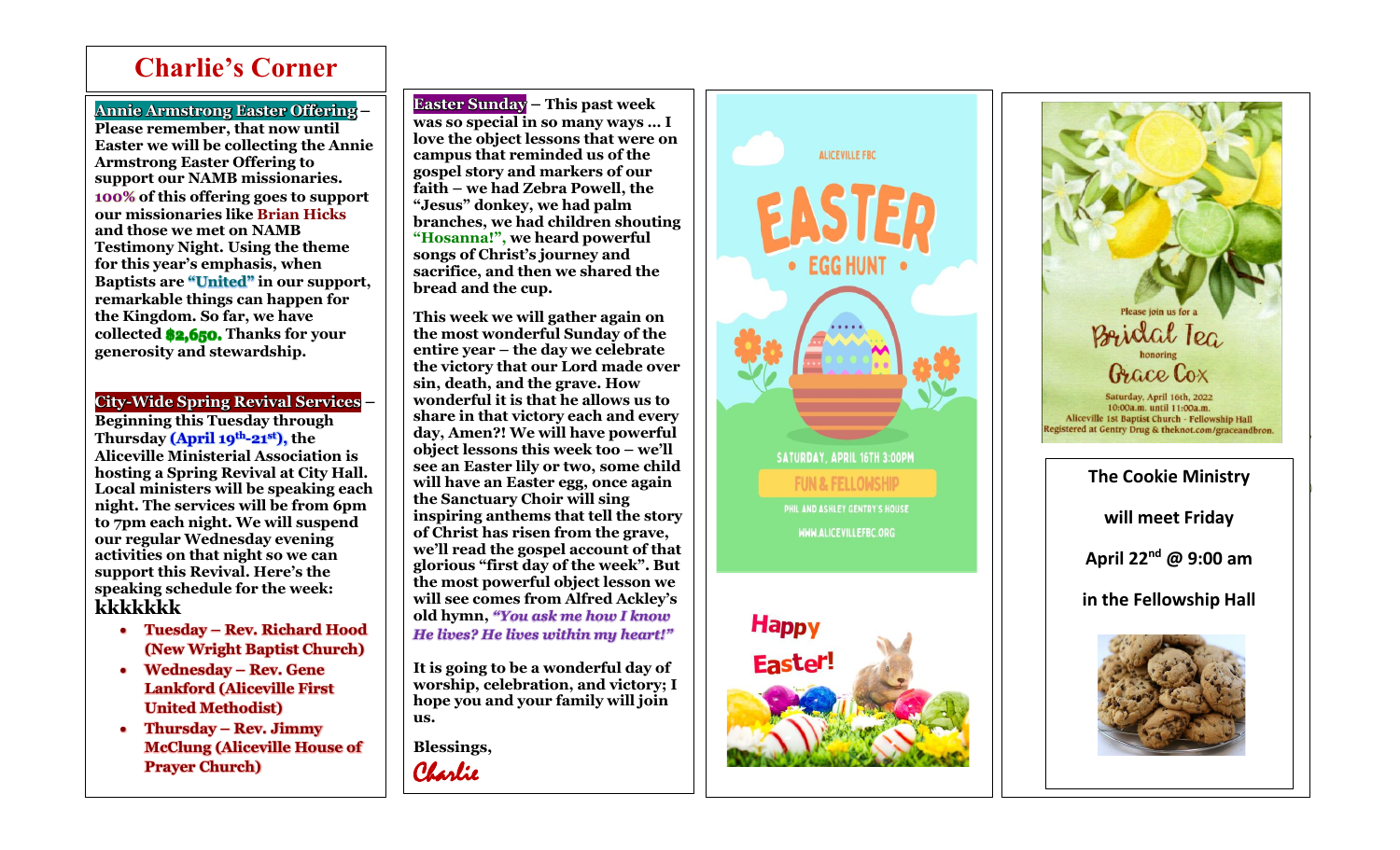# Charlie's Corner

**Annie Armstrong Easter Offering** – Please remember, that now until Easter we will be collecting the Annie Armstrong Easter Offering to support our NAMB missionaries. 100% of this offering goes to support our missionaries like Brian Hicks and those we met on NAMB Testimony Night. Using the theme for this year's emphasis, when Baptists are "United" in our support, remarkable things can happen for the Kingdom. So far, we have collected $2,650. Thanks for your generosity and stewardship.

**City-Wide Spring Revival Services** – Beginning this Tuesday through Thursday (April 19th-21st), the Aliceville Ministerial Association is hosting a Spring Revival at City Hall. Local ministers will be speaking each night. The services will be from 6pm to 7pm each night. We will suspend our regular Wednesday evening activities on that night so we can support this Revival. Here's the speaking schedule for the week:

kkkkkkk

- Tuesday – Rev. Richard Hood (New Wright Baptist Church)
- Wednesday – Rev. Gene Lankford (Aliceville First United Methodist)
- Thursday – Rev. Jimmy McClung (Aliceville House of Prayer Church)

**Easter Sunday** – This past week was so special in so many ways … I love the object lessons that were on campus that reminded us of the gospel story and markers of our faith – we had Zebra Powell, the "Jesus" donkey, we had palm branches, we had children shouting "Hosanna!", we heard powerful songs of Christ's journey and sacrifice, and then we shared the bread and the cup.

This week we will gather again on the most wonderful Sunday of the entire year – the day we celebrate the victory that our Lord made over sin, death, and the grave. How wonderful it is that he allows us to share in that victory each and every day, Amen?! We will have powerful object lessons this week too – we'll see an Easter lily or two, some child will have an Easter egg, once again the Sanctuary Choir will sing inspiring anthems that tell the story of Christ has risen from the grave, we'll read the gospel account of that glorious "first day of the week". But the most powerful object lesson we will see comes from Alfred Ackley's old hymn, *"You ask me how I know He lives? He lives within my heart!"*

It is going to be a wonderful day of worship, celebration, and victory; I hope you and your family will join us.

Blessings,

*Charlie*

ALICEVILLE FBC

EASTER EGG HUNT

SATURDAY, APRIL 16TH 3:00PM

FUN & FELLOWSHIP

PHIL AND ASHLEY GENTRY'S HOUSE

WWW.ALICEVILLEFBC.ORG

Happy Easter!

Please join us for a Bridal Tea honoring Grace Cox

Saturday, April 16th, 2022
10:00a.m. until 11:00a.m.
Aliceville 1st Baptist Church - Fellowship Hall
Registered at Gentry Drug & theknot.com/graceandbron.

**The Cookie Ministry will meet Friday April 22nd @ 9:00 am in the Fellowship Hall**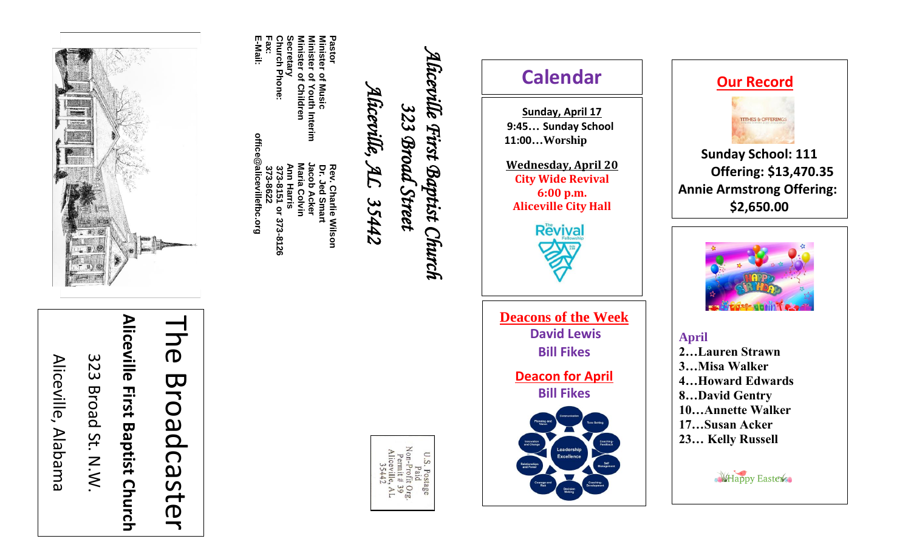# The Broadcaster

**Aliceville First Baptist Church**

323 Broad St. N.W.

Aliceville, Alabama

*Aliceville First Baptist Church*

*323 Broad Street*

*Aliceville, AL 35442*

| | |
|---|---|
| **Pastor** | **Rev. Charlie Wilson** |
| **Minister of Music** | **Dr. Jed Smart** |
| **Minister of Youth Interim** | **Jacob Acker** |
| **Minister of Children** | **Maria Colvin** |
| **Secretary** | **Ann Harris** |
| **Church Phone:** | **373-8151 or 373-8126** |
| **Fax:** | **373-8622** |
| **E-Mail:** | **office@alicevillefbc.org** |

U.S. Postage
Paid
Non-Profit Org.
Permit # 39
Aliceville, AL
35442

## Calendar

**Sunday, April 17**
**9:45… Sunday School**
**11:00…Worship**

**Wednesday, April 20**
**City Wide Revival**
**6:00 p.m.**
**Aliceville City Hall**

The Revival Fellowship

## Deacons of the Week

**David Lewis**
**Bill Fikes**

## Deacon for April

**Bill Fikes**

## Our Record

**Sunday School: 111**
**Offering: $13,470.35**
**Annie Armstrong Offering: $2,650.00**

**April**

**2…Lauren Strawn**
**3…Misa Walker**
**4…Howard Edwards**
**8…David Gentry**
**10…Annette Walker**
**17…Susan Acker**
**23… Kelly Russell**

Happy Easter